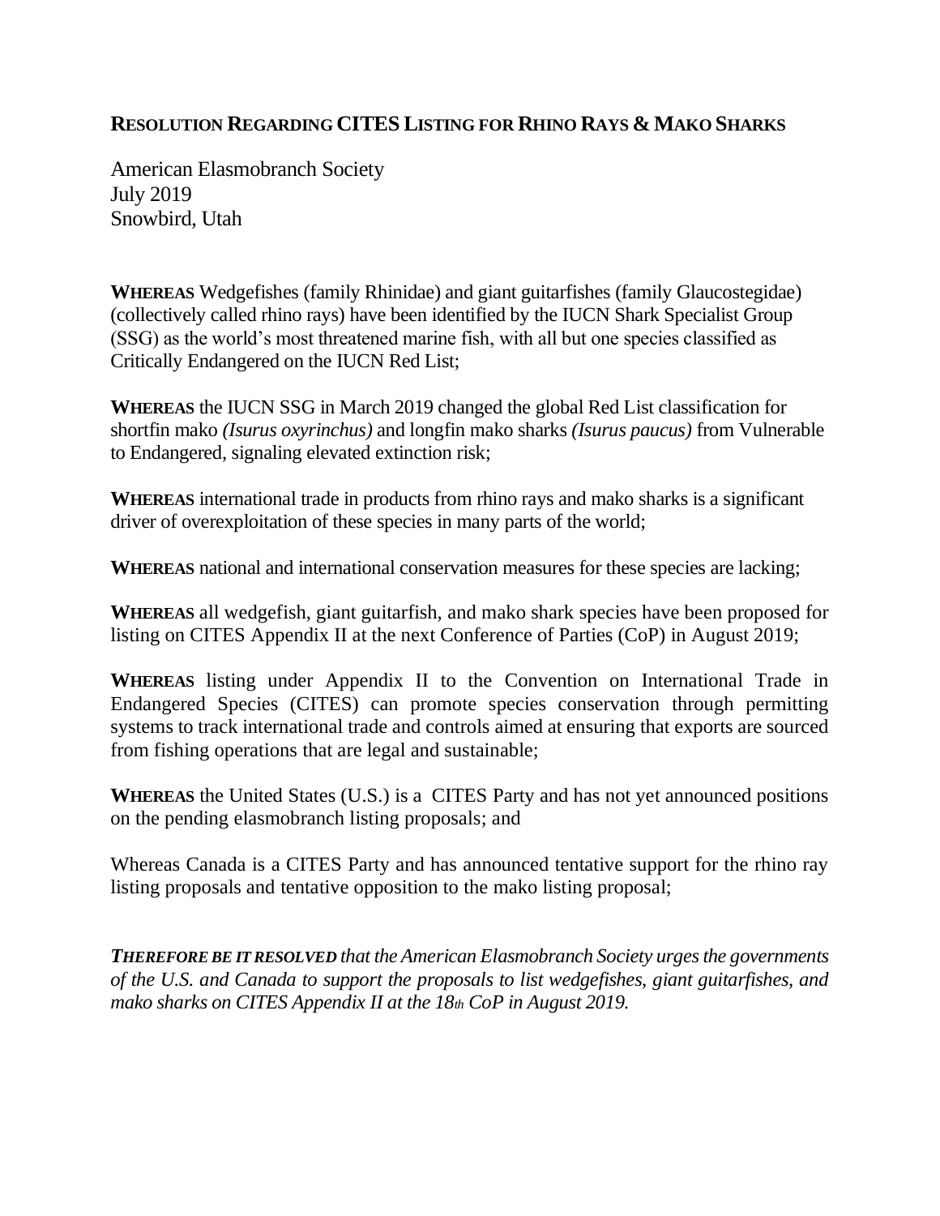## RESOLUTION REGARDING CITES LISTING FOR RHINO RAYS & MAKO SHARKS

American Elasmobranch Society
July 2019
Snowbird, Utah

**WHEREAS** Wedgefishes (family Rhinidae) and giant guitarfishes (family Glaucostegidae) (collectively called rhino rays) have been identified by the IUCN Shark Specialist Group (SSG) as the world's most threatened marine fish, with all but one species classified as Critically Endangered on the IUCN Red List;

**WHEREAS** the IUCN SSG in March 2019 changed the global Red List classification for shortfin mako *(Isurus oxyrinchus)* and longfin mako sharks *(Isurus paucus)* from Vulnerable to Endangered, signaling elevated extinction risk;

**WHEREAS** international trade in products from rhino rays and mako sharks is a significant driver of overexploitation of these species in many parts of the world;

**WHEREAS** national and international conservation measures for these species are lacking;

**WHEREAS** all wedgefish, giant guitarfish, and mako shark species have been proposed for listing on CITES Appendix II at the next Conference of Parties (CoP) in August 2019;

**WHEREAS** listing under Appendix II to the Convention on International Trade in Endangered Species (CITES) can promote species conservation through permitting systems to track international trade and controls aimed at ensuring that exports are sourced from fishing operations that are legal and sustainable;

**WHEREAS** the United States (U.S.) is a CITES Party and has not yet announced positions on the pending elasmobranch listing proposals; and

Whereas Canada is a CITES Party and has announced tentative support for the rhino ray listing proposals and tentative opposition to the mako listing proposal;

***THEREFORE BE IT RESOLVED** that the American Elasmobranch Society urges the governments of the U.S. and Canada to support the proposals to list wedgefishes, giant guitarfishes, and mako sharks on CITES Appendix II at the 18th CoP in August 2019.*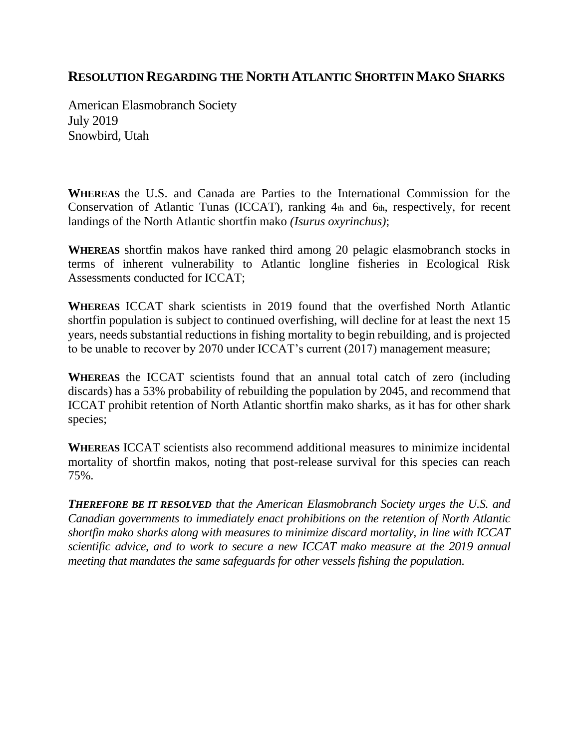## RESOLUTION REGARDING THE NORTH ATLANTIC SHORTFIN MAKO SHARKS

American Elasmobranch Society
July 2019
Snowbird, Utah

**WHEREAS** the U.S. and Canada are Parties to the International Commission for the Conservation of Atlantic Tunas (ICCAT), ranking 4th and 6th, respectively, for recent landings of the North Atlantic shortfin mako *(Isurus oxyrinchus)*;

**WHEREAS** shortfin makos have ranked third among 20 pelagic elasmobranch stocks in terms of inherent vulnerability to Atlantic longline fisheries in Ecological Risk Assessments conducted for ICCAT;

**WHEREAS** ICCAT shark scientists in 2019 found that the overfished North Atlantic shortfin population is subject to continued overfishing, will decline for at least the next 15 years, needs substantial reductions in fishing mortality to begin rebuilding, and is projected to be unable to recover by 2070 under ICCAT's current (2017) management measure;

**WHEREAS** the ICCAT scientists found that an annual total catch of zero (including discards) has a 53% probability of rebuilding the population by 2045, and recommend that ICCAT prohibit retention of North Atlantic shortfin mako sharks, as it has for other shark species;

**WHEREAS** ICCAT scientists also recommend additional measures to minimize incidental mortality of shortfin makos, noting that post-release survival for this species can reach 75%.

***THEREFORE BE IT RESOLVED*** *that the American Elasmobranch Society urges the U.S. and Canadian governments to immediately enact prohibitions on the retention of North Atlantic shortfin mako sharks along with measures to minimize discard mortality, in line with ICCAT scientific advice, and to work to secure a new ICCAT mako measure at the 2019 annual meeting that mandates the same safeguards for other vessels fishing the population.*